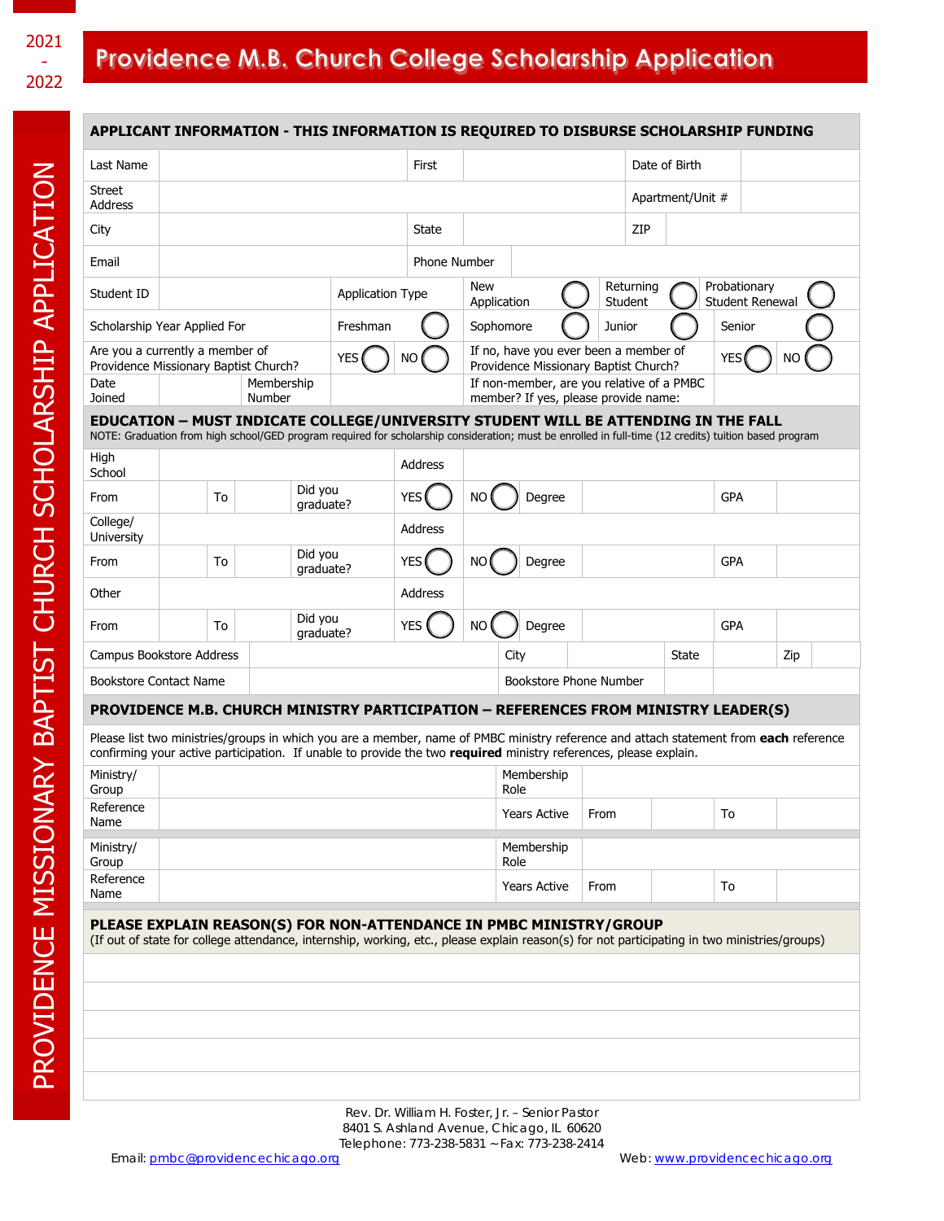2021 - 2022

# Providence M.B. Church College Scholarship Application

PROVIDENCE MISSIONARY BAPTIST CHURCH SCHOLARSHIP APPLICATION

## APPLICANT INFORMATION - THIS INFORMATION IS REQUIRED TO DISBURSE SCHOLARSHIP FUNDING

| | | | | | | | |
|---|---|---|---|---|---|---|---|
| Last Name | | First | | Date of Birth | | | |
| Street Address | | | | Apartment/Unit # | | | |
| City | | State | | ZIP | | | |
| Email | | Phone Number | | | | | |
| Student ID | | Application Type | | New Application ◯ | Returning Student ◯ | Probationary Student Renewal ◯ | |
| Scholarship Year Applied For | | Freshman ◯ | | Sophomore ◯ | Junior ◯ | Senior ◯ | |
| Are you a currently a member of Providence Missionary Baptist Church? | | YES ◯ NO ◯ | | If no, have you ever been a member of Providence Missionary Baptist Church? | | YES ◯ NO ◯ | |
| Date Joined | | Membership Number | | If non-member, are you relative of a PMBC member? If yes, please provide name: | | | |

## EDUCATION – MUST INDICATE COLLEGE/UNIVERSITY STUDENT WILL BE ATTENDING IN THE FALL

NOTE: Graduation from high school/GED program required for scholarship consideration; must be enrolled in full-time (12 credits) tuition based program

| | | | | | | | | | |
|---|---|---|---|---|---|---|---|---|---|
| High School | | | | Address | | | | | |
| From | | To | | Did you graduate? | YES ◯ | NO ◯ | Degree | | GPA |
| College/ University | | | | Address | | | | | |
| From | | To | | Did you graduate? | YES ◯ | NO ◯ | Degree | | GPA |
| Other | | | | Address | | | | | |
| From | | To | | Did you graduate? | YES ◯ | NO ◯ | Degree | | GPA |
| Campus Bookstore Address | | | | City | | State | | Zip | |
| Bookstore Contact Name | | | | Bookstore Phone Number | | | | | |

## PROVIDENCE M.B. CHURCH MINISTRY PARTICIPATION – REFERENCES FROM MINISTRY LEADER(S)

Please list two ministries/groups in which you are a member, name of PMBC ministry reference and attach statement from **each** reference confirming your active participation. If unable to provide the two **required** ministry references, please explain.

| | | | | | | |
|---|---|---|---|---|---|---|
| Ministry/ Group | | Membership Role | | | | |
| Reference Name | | Years Active | From | | To | |
| Ministry/ Group | | Membership Role | | | | |
| Reference Name | | Years Active | From | | To | |

## PLEASE EXPLAIN REASON(S) FOR NON-ATTENDANCE IN PMBC MINISTRY/GROUP

(If out of state for college attendance, internship, working, etc., please explain reason(s) for not participating in two ministries/groups)

Rev. Dr. William H. Foster, Jr. – Senior Pastor
8401 S. Ashland Avenue, Chicago, IL 60620
Telephone: 773-238-5831 ~ Fax: 773-238-2414

Email: pmbc@providencechicago.org

Web: www.providencechicago.org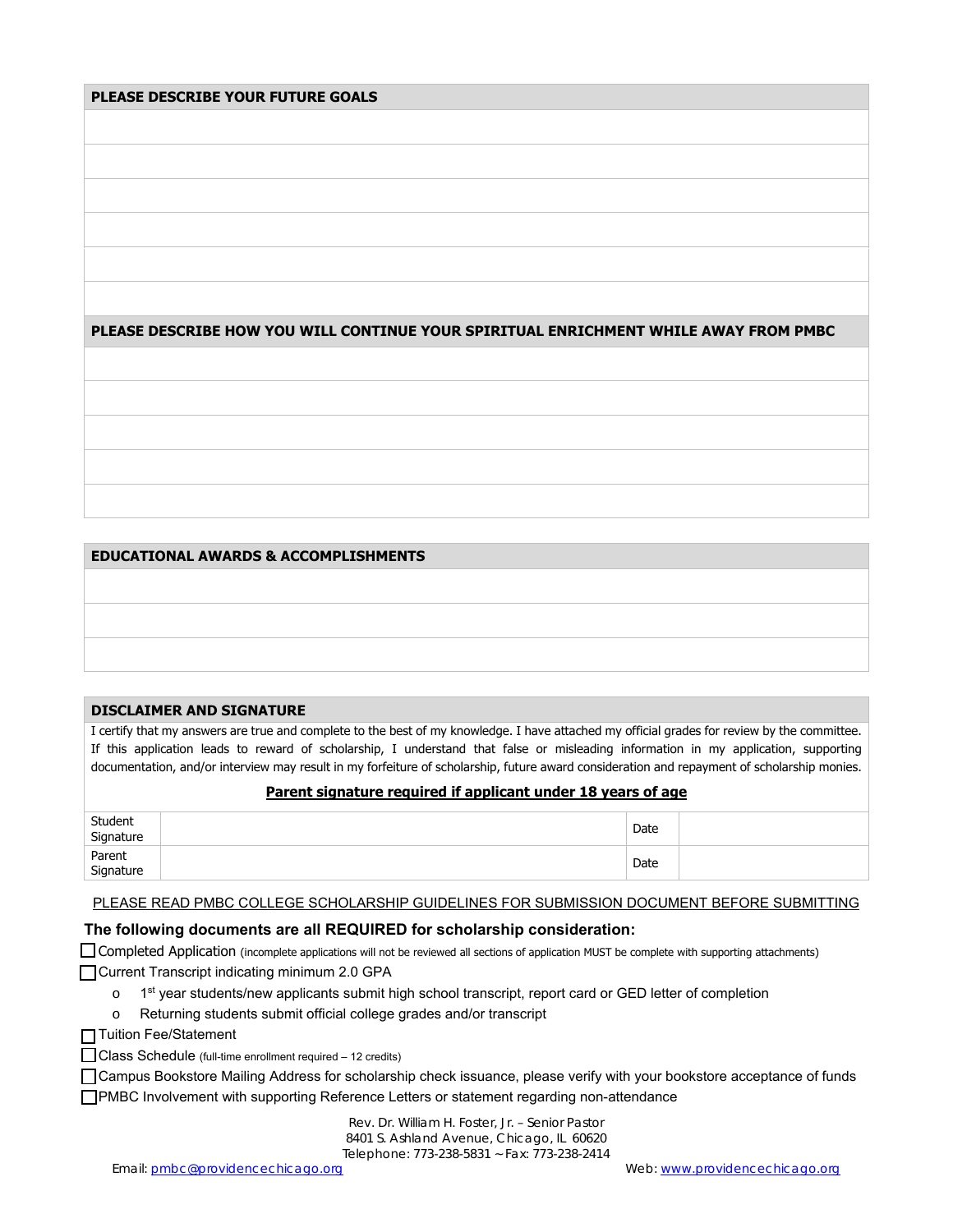## PLEASE DESCRIBE YOUR FUTURE GOALS

## PLEASE DESCRIBE HOW YOU WILL CONTINUE YOUR SPIRITUAL ENRICHMENT WHILE AWAY FROM PMBC

## EDUCATIONAL AWARDS & ACCOMPLISHMENTS

## DISCLAIMER AND SIGNATURE

I certify that my answers are true and complete to the best of my knowledge. I have attached my official grades for review by the committee. If this application leads to reward of scholarship, I understand that false or misleading information in my application, supporting documentation, and/or interview may result in my forfeiture of scholarship, future award consideration and repayment of scholarship monies.

**Parent signature required if applicant under 18 years of age**

| | | | |
|---|---|---|---|
| Student Signature | | Date | |
| Parent Signature | | Date | |

PLEASE READ PMBC COLLEGE SCHOLARSHIP GUIDELINES FOR SUBMISSION DOCUMENT BEFORE SUBMITTING

**The following documents are all REQUIRED for scholarship consideration:**

- ☐ Completed Application (incomplete applications will not be reviewed all sections of application MUST be complete with supporting attachments)
- ☐ Current Transcript indicating minimum 2.0 GPA
  - 1st year students/new applicants submit high school transcript, report card or GED letter of completion
  - Returning students submit official college grades and/or transcript
- ☐ Tuition Fee/Statement
- ☐ Class Schedule (full-time enrollment required – 12 credits)
- ☐ Campus Bookstore Mailing Address for scholarship check issuance, please verify with your bookstore acceptance of funds
- ☐ PMBC Involvement with supporting Reference Letters or statement regarding non-attendance

Rev. Dr. William H. Foster, Jr. – Senior Pastor
8401 S. Ashland Avenue, Chicago, IL 60620
Telephone: 773-238-5831 ~ Fax: 773-238-2414

Email: pmbc@providencechicago.org

Web: www.providencechicago.org